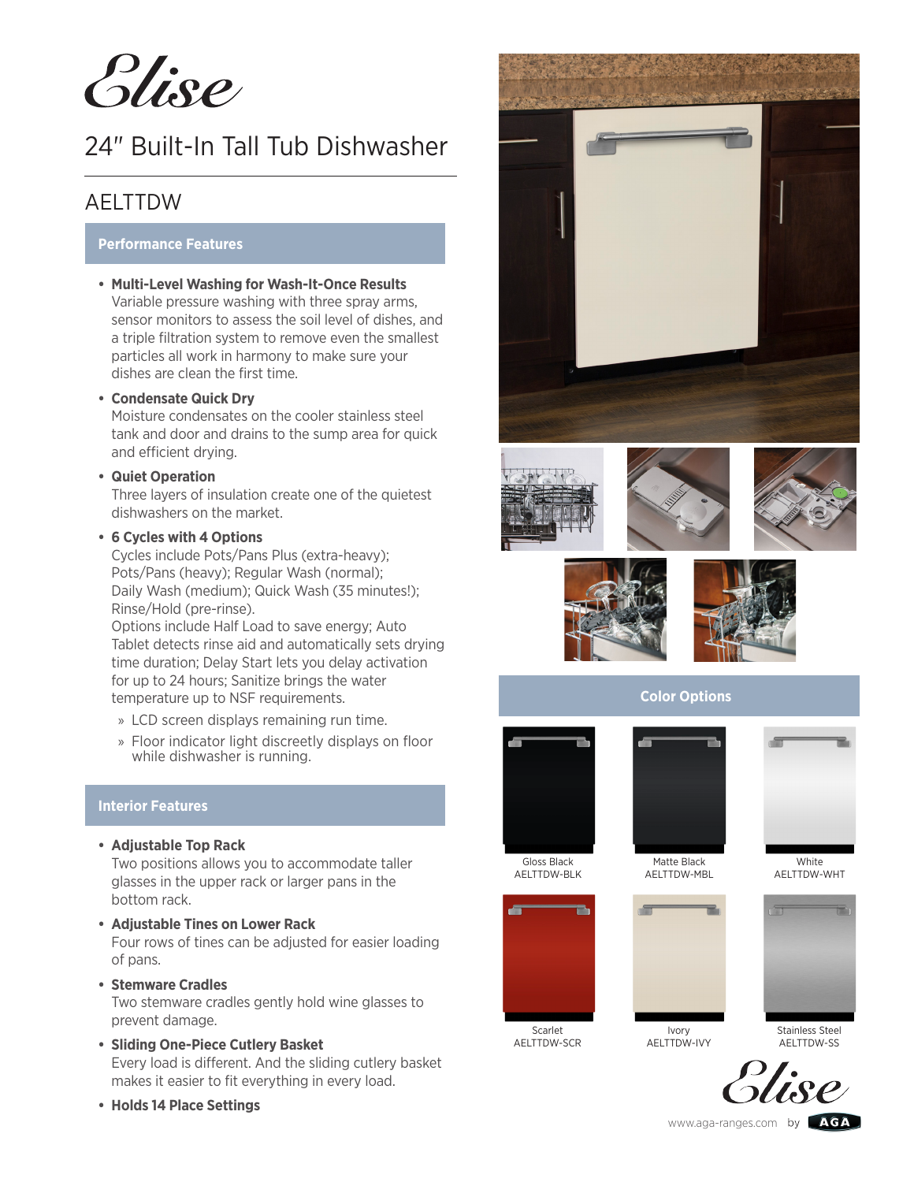# Elise

## 24" Built-In Tall Tub Dishwasher

## AELTTDW

### Performance Features

- **Multi-Level Washing for Wash-It-Once Results**
  Variable pressure washing with three spray arms, sensor monitors to assess the soil level of dishes, and a triple filtration system to remove even the smallest particles all work in harmony to make sure your dishes are clean the first time.
- **Condensate Quick Dry**
  Moisture condensates on the cooler stainless steel tank and door and drains to the sump area for quick and efficient drying.
- **Quiet Operation**
  Three layers of insulation create one of the quietest dishwashers on the market.
- **6 Cycles with 4 Options**
  Cycles include Pots/Pans Plus (extra-heavy); Pots/Pans (heavy); Regular Wash (normal); Daily Wash (medium); Quick Wash (35 minutes!); Rinse/Hold (pre-rinse).
  Options include Half Load to save energy; Auto Tablet detects rinse aid and automatically sets drying time duration; Delay Start lets you delay activation for up to 24 hours; Sanitize brings the water temperature up to NSF requirements.
  - » LCD screen displays remaining run time.
  - » Floor indicator light discreetly displays on floor while dishwasher is running.

### Interior Features

- **Adjustable Top Rack**
  Two positions allows you to accommodate taller glasses in the upper rack or larger pans in the bottom rack.
- **Adjustable Tines on Lower Rack**
  Four rows of tines can be adjusted for easier loading of pans.
- **Stemware Cradles**
  Two stemware cradles gently hold wine glasses to prevent damage.
- **Sliding One-Piece Cutlery Basket**
  Every load is different. And the sliding cutlery basket makes it easier to fit everything in every load.
- **Holds 14 Place Settings**

### Color Options

| | | |
|---|---|---|
| Gloss Black<br>AELTTDW-BLK | Matte Black<br>AELTTDW-MBL | White<br>AELTTDW-WHT |
| Scarlet<br>AELTTDW-SCR | Ivory<br>AELTTDW-IVY | Stainless Steel<br>AELTTDW-SS |

Elise

www.aga-ranges.com by AGA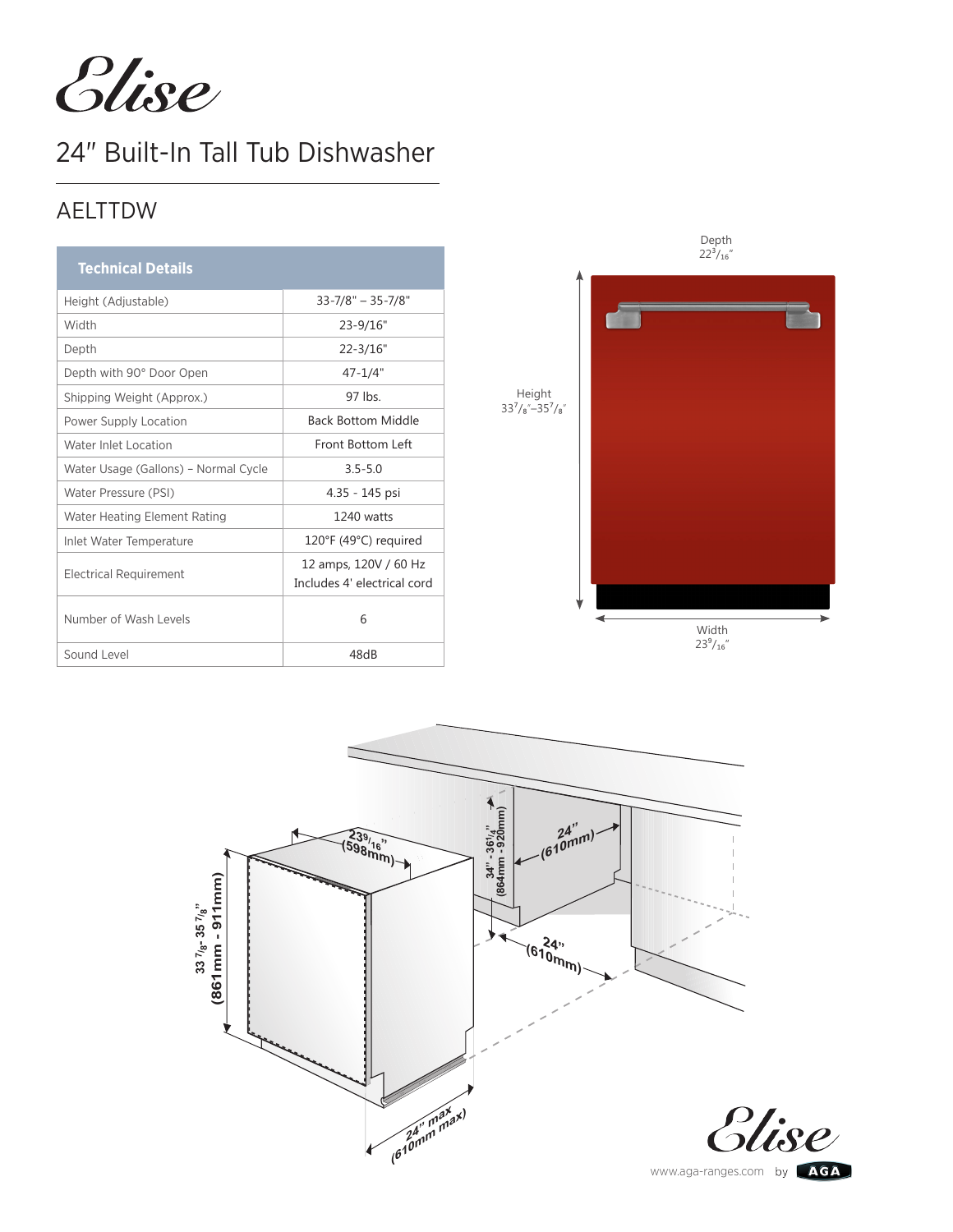# Elise

## 24″ Built-In Tall Tub Dishwasher

### AELTTDW

| Technical Details | |
|---|---|
| Height (Adjustable) | 33-7/8" – 35-7/8" |
| Width | 23-9/16" |
| Depth | 22-3/16" |
| Depth with 90° Door Open | 47-1/4" |
| Shipping Weight (Approx.) | 97 lbs. |
| Power Supply Location | Back Bottom Middle |
| Water Inlet Location | Front Bottom Left |
| Water Usage (Gallons) – Normal Cycle | 3.5-5.0 |
| Water Pressure (PSI) | 4.35 - 145 psi |
| Water Heating Element Rating | 1240 watts |
| Inlet Water Temperature | 120°F (49°C) required |
| Electrical Requirement | 12 amps, 120V / 60 Hz Includes 4' electrical cord |
| Number of Wash Levels | 6 |
| Sound Level | 48dB |

Depth
22 3/16″

Height
33 7/8″–35 7/8″

Width
23 9/16″

23 9/16″ (598mm)

33 7/8"- 35 7/8" (861mm - 911mm)

34" - 36 1/4" (864mm - 920mm)

24″ (610mm)

24″ (610mm)

24″ max (610mm max)

Elise

www.aga-ranges.com by AGA